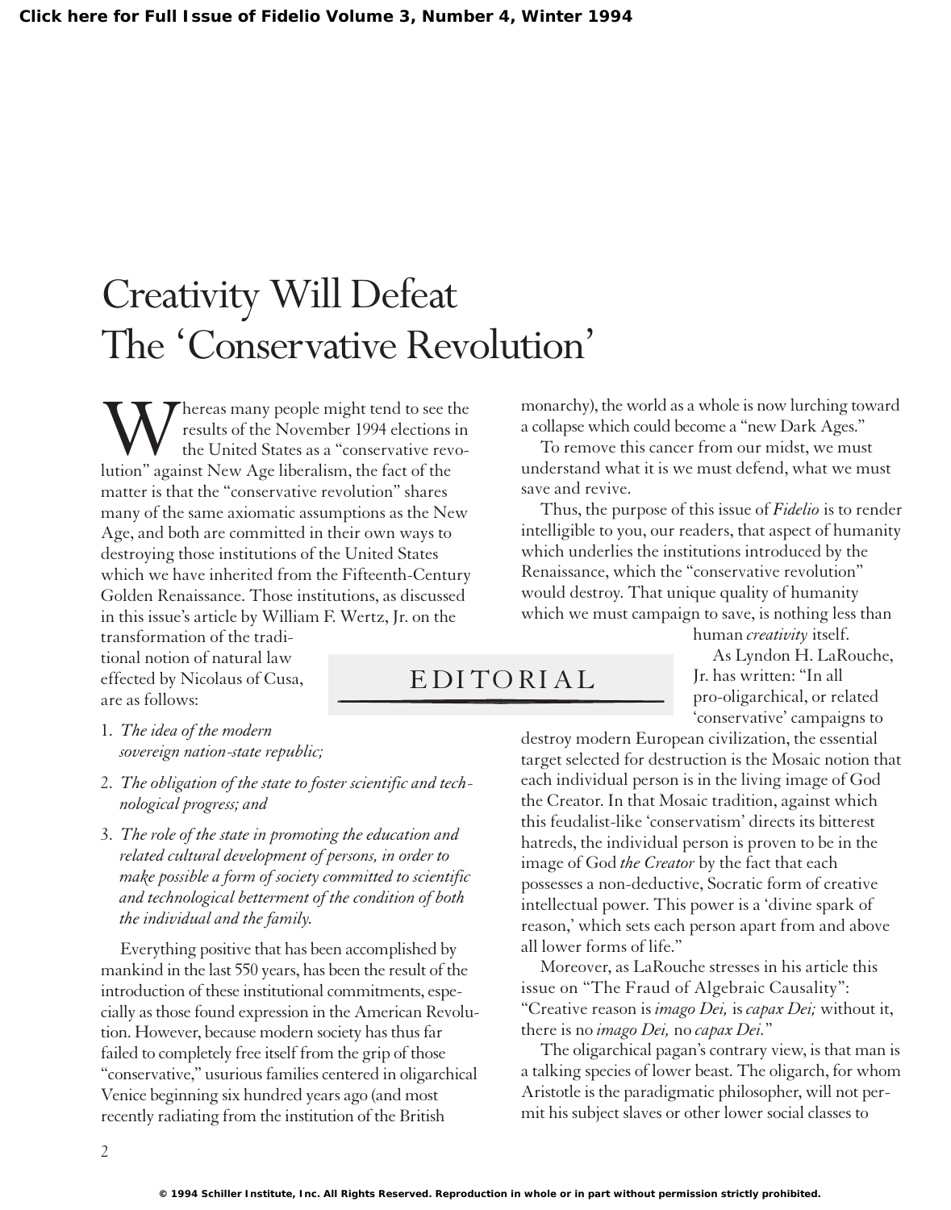# Creativity Will Defeat The 'Conservative Revolution'

## EDITORIAL

Whereas many people might tend to see the results of the November 1994 elections in the United States as a "conservative revolution" against New Age liberalism, the fact of the matter is that the "conservative revolution" shares many of the same axiomatic assumptions as the New Age, and both are committed in their own ways to destroying those institutions of the United States which we have inherited from the Fifteenth-Century Golden Renaissance. Those institutions, as discussed in this issue's article by William F. Wertz, Jr. on the transformation of the traditional notion of natural law effected by Nicolaus of Cusa, are as follows:

1. *The idea of the modern sovereign nation-state republic;*
2. *The obligation of the state to foster scientific and technological progress; and*
3. *The role of the state in promoting the education and related cultural development of persons, in order to make possible a form of society committed to scientific and technological betterment of the condition of both the individual and the family.*

Everything positive that has been accomplished by mankind in the last 550 years, has been the result of the introduction of these institutional commitments, especially as those found expression in the American Revolution. However, because modern society has thus far failed to completely free itself from the grip of those "conservative," usurious families centered in oligarchical Venice beginning six hundred years ago (and most recently radiating from the institution of the British monarchy), the world as a whole is now lurching toward a collapse which could become a "new Dark Ages."

To remove this cancer from our midst, we must understand what it is we must defend, what we must save and revive.

Thus, the purpose of this issue of *Fidelio* is to render intelligible to you, our readers, that aspect of humanity which underlies the institutions introduced by the Renaissance, which the "conservative revolution" would destroy. That unique quality of humanity which we must campaign to save, is nothing less than human *creativity* itself.

As Lyndon H. LaRouche, Jr. has written: "In all pro-oligarchical, or related 'conservative' campaigns to destroy modern European civilization, the essential target selected for destruction is the Mosaic notion that each individual person is in the living image of God the Creator. In that Mosaic tradition, against which this feudalist-like 'conservatism' directs its bitterest hatreds, the individual person is proven to be in the image of God *the Creator* by the fact that each possesses a non-deductive, Socratic form of creative intellectual power. This power is a 'divine spark of reason,' which sets each person apart from and above all lower forms of life."

Moreover, as LaRouche stresses in his article this issue on "The Fraud of Algebraic Causality": "Creative reason is *imago Dei,* is *capax Dei;* without it, there is no *imago Dei,* no *capax Dei.*"

The oligarchical pagan's contrary view, is that man is a talking species of lower beast. The oligarch, for whom Aristotle is the paradigmatic philosopher, will not permit his subject slaves or other lower social classes to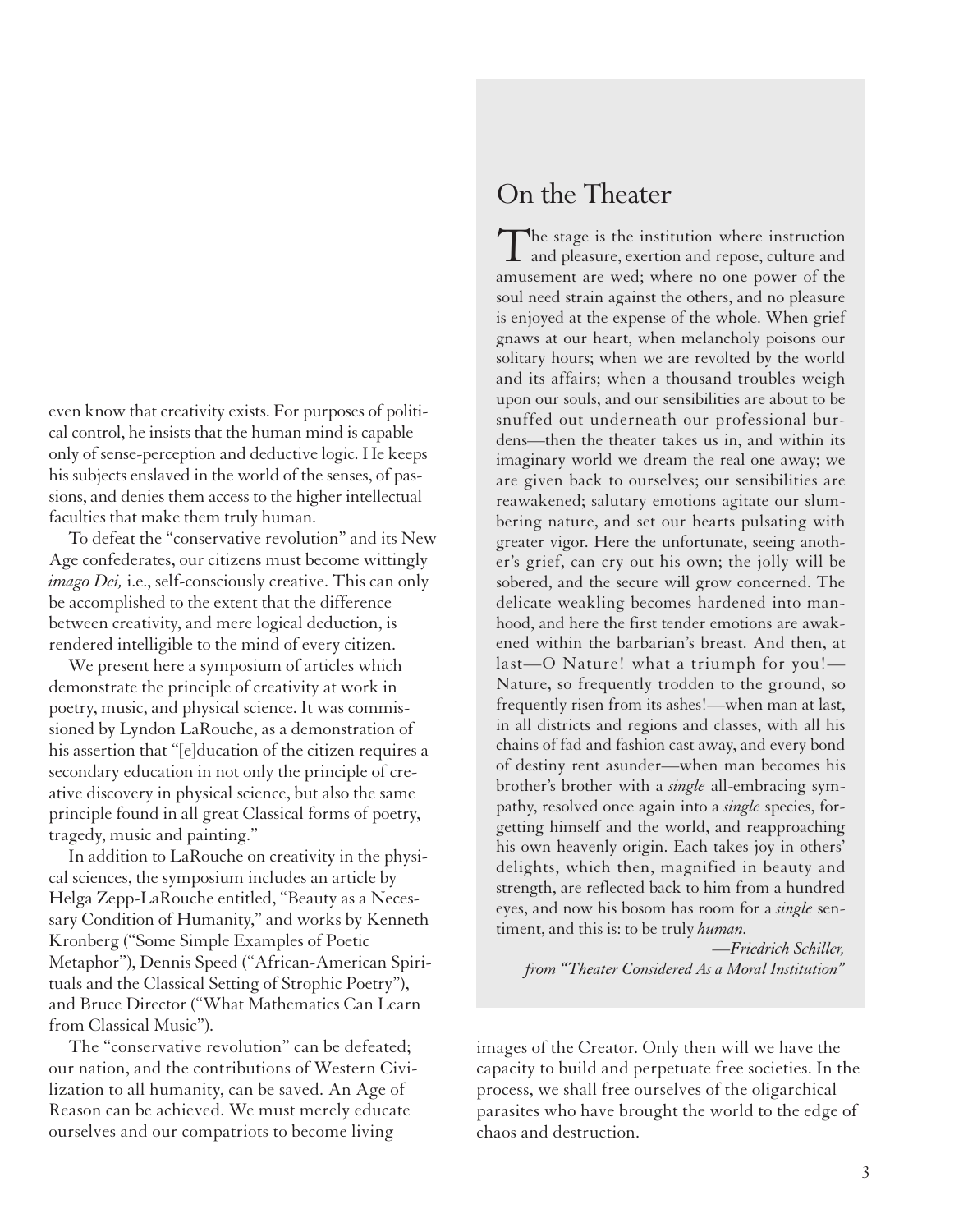even know that creativity exists. For purposes of political control, he insists that the human mind is capable only of sense-perception and deductive logic. He keeps his subjects enslaved in the world of the senses, of passions, and denies them access to the higher intellectual faculties that make them truly human.

To defeat the "conservative revolution" and its New Age confederates, our citizens must become wittingly *imago Dei,* i.e., self-consciously creative. This can only be accomplished to the extent that the difference between creativity, and mere logical deduction, is rendered intelligible to the mind of every citizen.

We present here a symposium of articles which demonstrate the principle of creativity at work in poetry, music, and physical science. It was commissioned by Lyndon LaRouche, as a demonstration of his assertion that "[e]ducation of the citizen requires a secondary education in not only the principle of creative discovery in physical science, but also the same principle found in all great Classical forms of poetry, tragedy, music and painting."

In addition to LaRouche on creativity in the physical sciences, the symposium includes an article by Helga Zepp-LaRouche entitled, "Beauty as a Necessary Condition of Humanity," and works by Kenneth Kronberg ("Some Simple Examples of Poetic Metaphor"), Dennis Speed ("African-American Spirituals and the Classical Setting of Strophic Poetry"), and Bruce Director ("What Mathematics Can Learn from Classical Music").

The "conservative revolution" can be defeated; our nation, and the contributions of Western Civilization to all humanity, can be saved. An Age of Reason can be achieved. We must merely educate ourselves and our compatriots to become living images of the Creator. Only then will we have the capacity to build and perpetuate free societies. In the process, we shall free ourselves of the oligarchical parasites who have brought the world to the edge of chaos and destruction.

## On the Theater

The stage is the institution where instruction and pleasure, exertion and repose, culture and amusement are wed; where no one power of the soul need strain against the others, and no pleasure is enjoyed at the expense of the whole. When grief gnaws at our heart, when melancholy poisons our solitary hours; when we are revolted by the world and its affairs; when a thousand troubles weigh upon our souls, and our sensibilities are about to be snuffed out underneath our professional burdens—then the theater takes us in, and within its imaginary world we dream the real one away; we are given back to ourselves; our sensibilities are reawakened; salutary emotions agitate our slumbering nature, and set our hearts pulsating with greater vigor. Here the unfortunate, seeing another's grief, can cry out his own; the jolly will be sobered, and the secure will grow concerned. The delicate weakling becomes hardened into manhood, and here the first tender emotions are awakened within the barbarian's breast. And then, at last—O Nature! what a triumph for you!—Nature, so frequently trodden to the ground, so frequently risen from its ashes!—when man at last, in all districts and regions and classes, with all his chains of fad and fashion cast away, and every bond of destiny rent asunder—when man becomes his brother's brother with a *single* all-embracing sympathy, resolved once again into a *single* species, forgetting himself and the world, and reapproaching his own heavenly origin. Each takes joy in others' delights, which then, magnified in beauty and strength, are reflected back to him from a hundred eyes, and now his bosom has room for a *single* sentiment, and this is: to be truly *human.*

*—Friedrich Schiller, from "Theater Considered As a Moral Institution"*